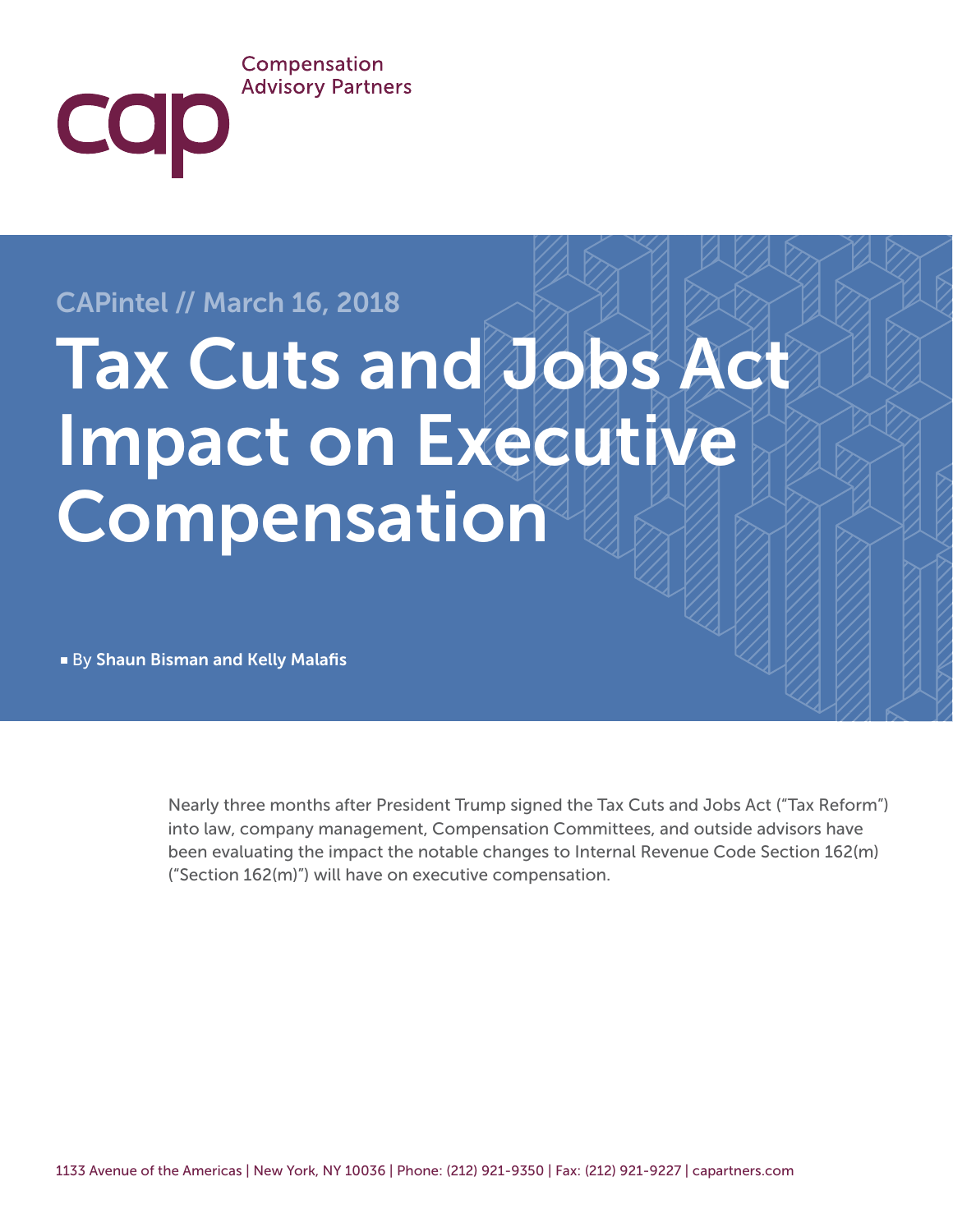Compensation Advisory Partners

CAPintel // March 16, 2018

# Tax Cuts and Jobs Act Impact on Executive Compensation

By **Shaun Bisman and Kelly Malafis**

Nearly three months after President Trump signed the Tax Cuts and Jobs Act ("Tax Reform") into law, company management, Compensation Committees, and outside advisors have been evaluating the impact the notable changes to Internal Revenue Code Section 162(m) ("Section 162(m)") will have on executive compensation.

1133 Avenue of the Americas | New York, NY 10036 | Phone: (212) 921-9350 | Fax: (212) 921-9227 | capartners.com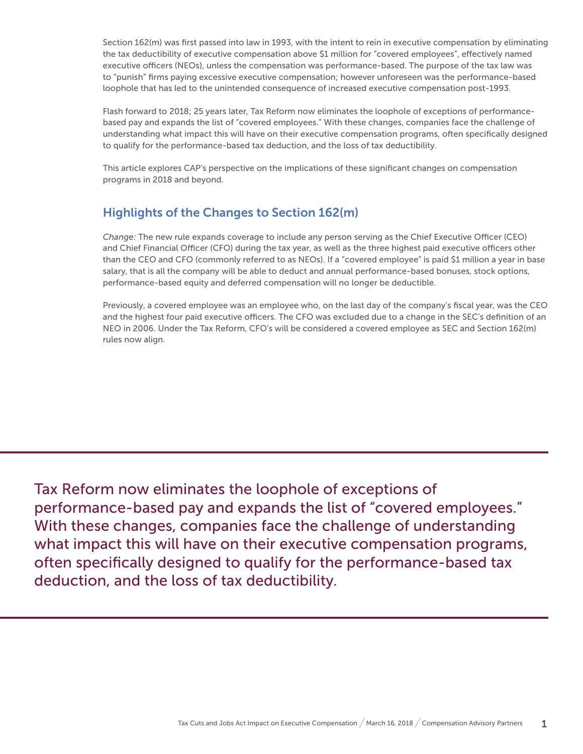Section 162(m) was first passed into law in 1993, with the intent to rein in executive compensation by eliminating the tax deductibility of executive compensation above $1 million for "covered employees", effectively named executive officers (NEOs), unless the compensation was performance-based. The purpose of the tax law was to "punish" firms paying excessive executive compensation; however unforeseen was the performance-based loophole that has led to the unintended consequence of increased executive compensation post-1993.

Flash forward to 2018; 25 years later, Tax Reform now eliminates the loophole of exceptions of performance-based pay and expands the list of "covered employees." With these changes, companies face the challenge of understanding what impact this will have on their executive compensation programs, often specifically designed to qualify for the performance-based tax deduction, and the loss of tax deductibility.

This article explores CAP's perspective on the implications of these significant changes on compensation programs in 2018 and beyond.

## Highlights of the Changes to Section 162(m)

*Change:* The new rule expands coverage to include any person serving as the Chief Executive Officer (CEO) and Chief Financial Officer (CFO) during the tax year, as well as the three highest paid executive officers other than the CEO and CFO (commonly referred to as NEOs). If a "covered employee" is paid $1 million a year in base salary, that is all the company will be able to deduct and annual performance-based bonuses, stock options, performance-based equity and deferred compensation will no longer be deductible.

Previously, a covered employee was an employee who, on the last day of the company's fiscal year, was the CEO and the highest four paid executive officers. The CFO was excluded due to a change in the SEC's definition of an NEO in 2006. Under the Tax Reform, CFO's will be considered a covered employee as SEC and Section 162(m) rules now align.

> Tax Reform now eliminates the loophole of exceptions of performance-based pay and expands the list of "covered employees." With these changes, companies face the challenge of understanding what impact this will have on their executive compensation programs, often specifically designed to qualify for the performance-based tax deduction, and the loss of tax deductibility.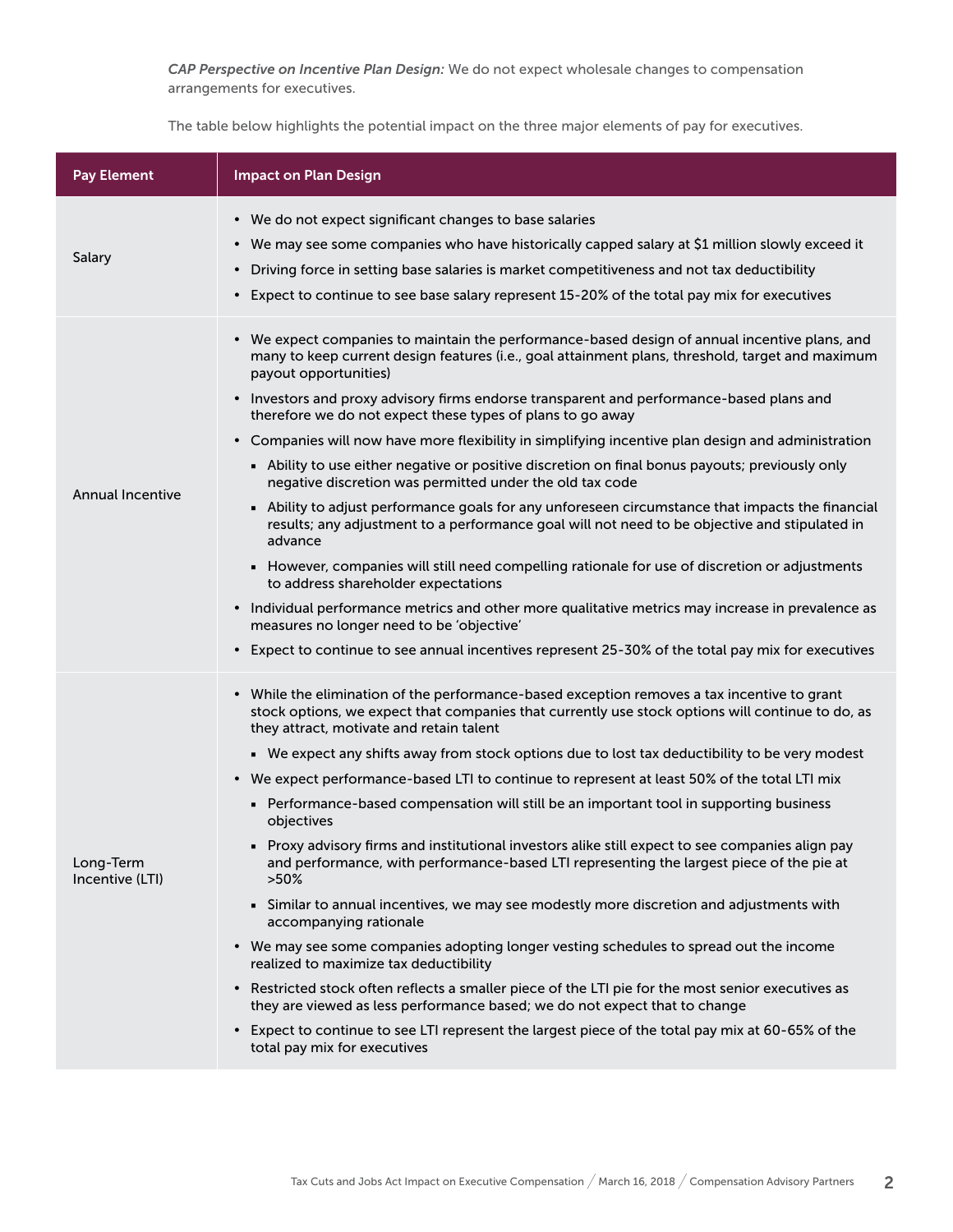*CAP Perspective on Incentive Plan Design:* We do not expect wholesale changes to compensation arrangements for executives.

The table below highlights the potential impact on the three major elements of pay for executives.

| Pay Element | Impact on Plan Design |
|---|---|
| Salary | • We do not expect significant changes to base salaries<br>• We may see some companies who have historically capped salary at $1 million slowly exceed it<br>• Driving force in setting base salaries is market competitiveness and not tax deductibility<br>• Expect to continue to see base salary represent 15-20% of the total pay mix for executives |
| Annual Incentive | • We expect companies to maintain the performance-based design of annual incentive plans, and many to keep current design features (i.e., goal attainment plans, threshold, target and maximum payout opportunities)<br>• Investors and proxy advisory firms endorse transparent and performance-based plans and therefore we do not expect these types of plans to go away<br>• Companies will now have more flexibility in simplifying incentive plan design and administration<br>  ▪ Ability to use either negative or positive discretion on final bonus payouts; previously only negative discretion was permitted under the old tax code<br>  ▪ Ability to adjust performance goals for any unforeseen circumstance that impacts the financial results; any adjustment to a performance goal will not need to be objective and stipulated in advance<br>  ▪ However, companies will still need compelling rationale for use of discretion or adjustments to address shareholder expectations<br>• Individual performance metrics and other more qualitative metrics may increase in prevalence as measures no longer need to be 'objective'<br>• Expect to continue to see annual incentives represent 25-30% of the total pay mix for executives |
| Long-Term Incentive (LTI) | • While the elimination of the performance-based exception removes a tax incentive to grant stock options, we expect that companies that currently use stock options will continue to do, as they attract, motivate and retain talent<br>  ▪ We expect any shifts away from stock options due to lost tax deductibility to be very modest<br>• We expect performance-based LTI to continue to represent at least 50% of the total LTI mix<br>  ▪ Performance-based compensation will still be an important tool in supporting business objectives<br>  ▪ Proxy advisory firms and institutional investors alike still expect to see companies align pay and performance, with performance-based LTI representing the largest piece of the pie at >50%<br>  ▪ Similar to annual incentives, we may see modestly more discretion and adjustments with accompanying rationale<br>• We may see some companies adopting longer vesting schedules to spread out the income realized to maximize tax deductibility<br>• Restricted stock often reflects a smaller piece of the LTI pie for the most senior executives as they are viewed as less performance based; we do not expect that to change<br>• Expect to continue to see LTI represent the largest piece of the total pay mix at 60-65% of the total pay mix for executives |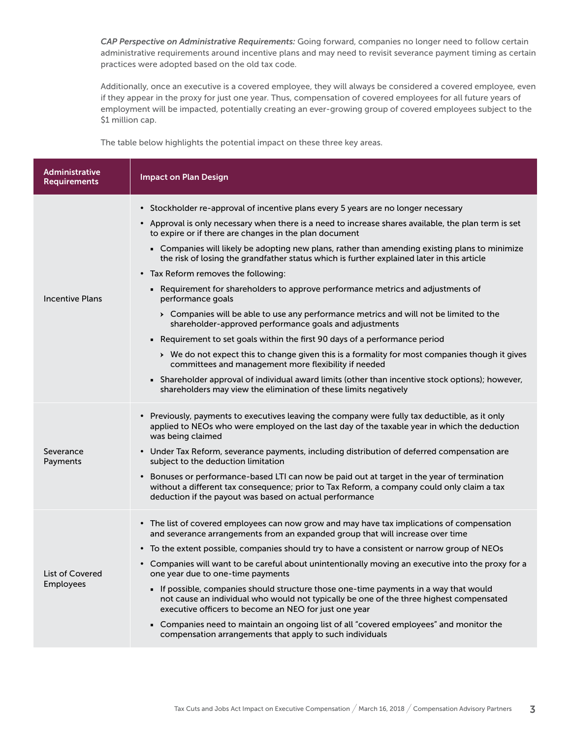*CAP Perspective on Administrative Requirements:* Going forward, companies no longer need to follow certain administrative requirements around incentive plans and may need to revisit severance payment timing as certain practices were adopted based on the old tax code.

Additionally, once an executive is a covered employee, they will always be considered a covered employee, even if they appear in the proxy for just one year. Thus, compensation of covered employees for all future years of employment will be impacted, potentially creating an ever-growing group of covered employees subject to the $1 million cap.

The table below highlights the potential impact on these three key areas.

| Administrative Requirements | Impact on Plan Design |
|---|---|
| Incentive Plans | • Stockholder re-approval of incentive plans every 5 years are no longer necessary<br>• Approval is only necessary when there is a need to increase shares available, the plan term is set to expire or if there are changes in the plan document<br>&nbsp;&nbsp;▪ Companies will likely be adopting new plans, rather than amending existing plans to minimize the risk of losing the grandfather status which is further explained later in this article<br>• Tax Reform removes the following:<br>&nbsp;&nbsp;▪ Requirement for shareholders to approve performance metrics and adjustments of performance goals<br>&nbsp;&nbsp;&nbsp;&nbsp;› Companies will be able to use any performance metrics and will not be limited to the shareholder-approved performance goals and adjustments<br>&nbsp;&nbsp;▪ Requirement to set goals within the first 90 days of a performance period<br>&nbsp;&nbsp;&nbsp;&nbsp;› We do not expect this to change given this is a formality for most companies though it gives committees and management more flexibility if needed<br>&nbsp;&nbsp;▪ Shareholder approval of individual award limits (other than incentive stock options); however, shareholders may view the elimination of these limits negatively |
| Severance Payments | • Previously, payments to executives leaving the company were fully tax deductible, as it only applied to NEOs who were employed on the last day of the taxable year in which the deduction was being claimed<br>• Under Tax Reform, severance payments, including distribution of deferred compensation are subject to the deduction limitation<br>• Bonuses or performance-based LTI can now be paid out at target in the year of termination without a different tax consequence; prior to Tax Reform, a company could only claim a tax deduction if the payout was based on actual performance |
| List of Covered Employees | • The list of covered employees can now grow and may have tax implications of compensation and severance arrangements from an expanded group that will increase over time<br>• To the extent possible, companies should try to have a consistent or narrow group of NEOs<br>• Companies will want to be careful about unintentionally moving an executive into the proxy for a one year due to one-time payments<br>&nbsp;&nbsp;▪ If possible, companies should structure those one-time payments in a way that would not cause an individual who would not typically be one of the three highest compensated executive officers to become an NEO for just one year<br>&nbsp;&nbsp;▪ Companies need to maintain an ongoing list of all "covered employees" and monitor the compensation arrangements that apply to such individuals |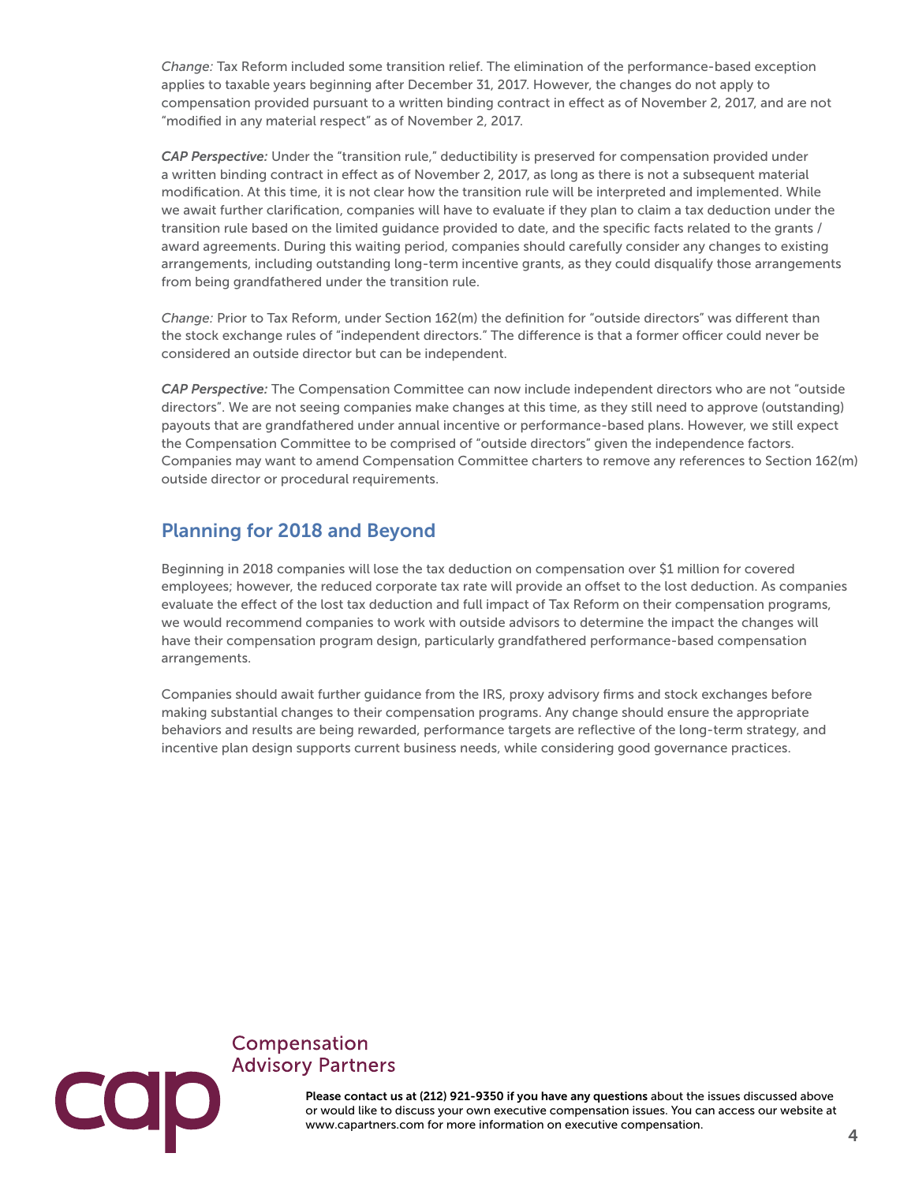*Change:* Tax Reform included some transition relief. The elimination of the performance-based exception applies to taxable years beginning after December 31, 2017. However, the changes do not apply to compensation provided pursuant to a written binding contract in effect as of November 2, 2017, and are not "modified in any material respect" as of November 2, 2017.

***CAP Perspective:*** Under the "transition rule," deductibility is preserved for compensation provided under a written binding contract in effect as of November 2, 2017, as long as there is not a subsequent material modification. At this time, it is not clear how the transition rule will be interpreted and implemented. While we await further clarification, companies will have to evaluate if they plan to claim a tax deduction under the transition rule based on the limited guidance provided to date, and the specific facts related to the grants / award agreements. During this waiting period, companies should carefully consider any changes to existing arrangements, including outstanding long-term incentive grants, as they could disqualify those arrangements from being grandfathered under the transition rule.

*Change:* Prior to Tax Reform, under Section 162(m) the definition for "outside directors" was different than the stock exchange rules of "independent directors." The difference is that a former officer could never be considered an outside director but can be independent.

***CAP Perspective:*** The Compensation Committee can now include independent directors who are not "outside directors". We are not seeing companies make changes at this time, as they still need to approve (outstanding) payouts that are grandfathered under annual incentive or performance-based plans. However, we still expect the Compensation Committee to be comprised of "outside directors" given the independence factors. Companies may want to amend Compensation Committee charters to remove any references to Section 162(m) outside director or procedural requirements.

## Planning for 2018 and Beyond

Beginning in 2018 companies will lose the tax deduction on compensation over $1 million for covered employees; however, the reduced corporate tax rate will provide an offset to the lost deduction. As companies evaluate the effect of the lost tax deduction and full impact of Tax Reform on their compensation programs, we would recommend companies to work with outside advisors to determine the impact the changes will have their compensation program design, particularly grandfathered performance-based compensation arrangements.

Companies should await further guidance from the IRS, proxy advisory firms and stock exchanges before making substantial changes to their compensation programs. Any change should ensure the appropriate behaviors and results are being rewarded, performance targets are reflective of the long-term strategy, and incentive plan design supports current business needs, while considering good governance practices.

cap Compensation Advisory Partners

**Please contact us at (212) 921-9350 if you have any questions** about the issues discussed above or would like to discuss your own executive compensation issues. You can access our website at www.capartners.com for more information on executive compensation.